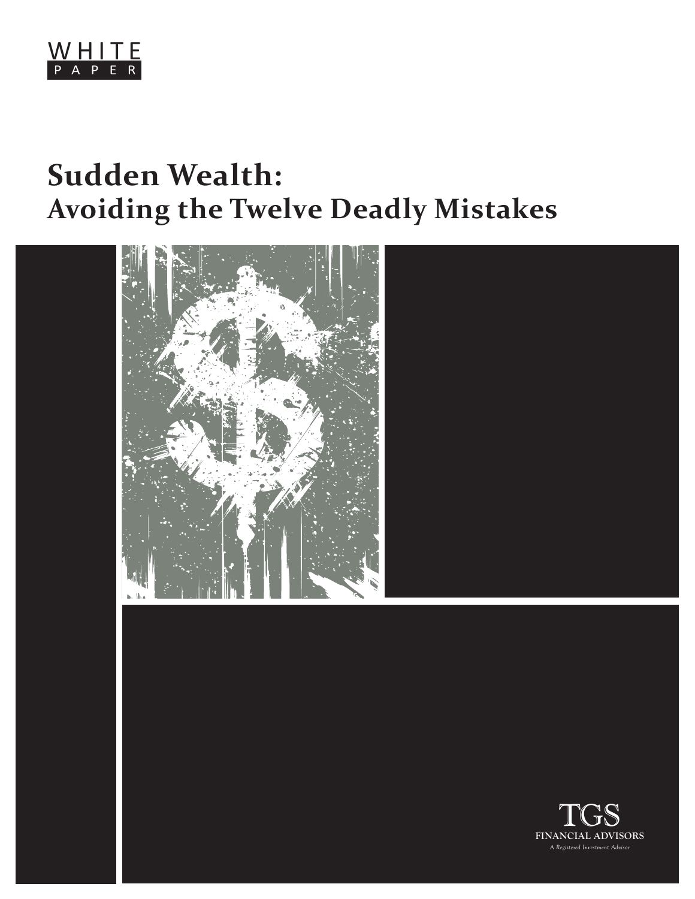WHITE PAPER

# Sudden Wealth:
## Avoiding the Twelve Deadly Mistakes

TGS
FINANCIAL ADVISORS
*A Registered Investment Advisor*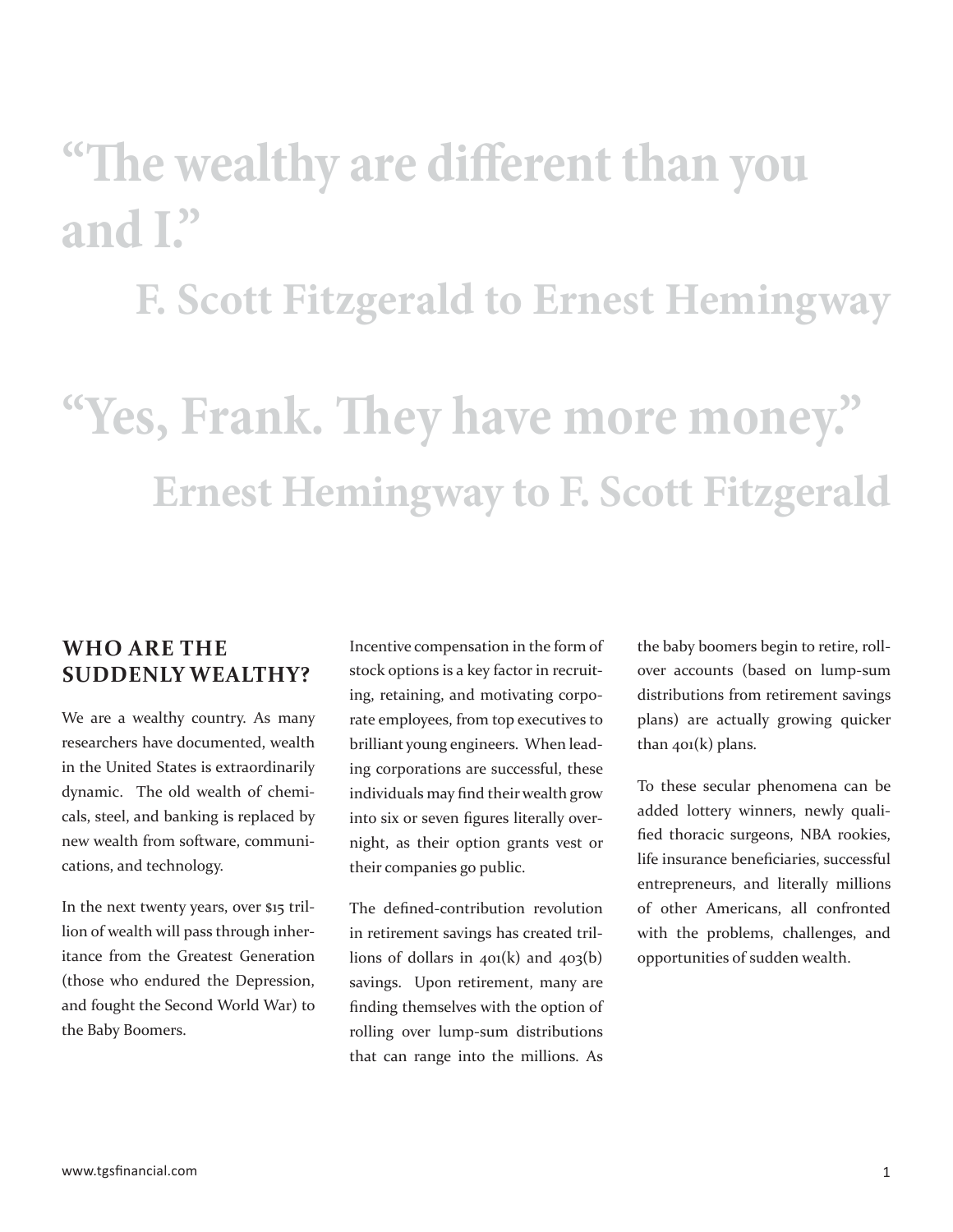> “The wealthy are different than you and I.”
>
> **F. Scott Fitzgerald to Ernest Hemingway**

> “Yes, Frank. They have more money.”
>
> **Ernest Hemingway to F. Scott Fitzgerald**

## WHO ARE THE SUDDENLY WEALTHY?

We are a wealthy country. As many researchers have documented, wealth in the United States is extraordinarily dynamic. The old wealth of chemicals, steel, and banking is replaced by new wealth from software, communications, and technology.

In the next twenty years, over $15 trillion of wealth will pass through inheritance from the Greatest Generation (those who endured the Depression, and fought the Second World War) to the Baby Boomers.

Incentive compensation in the form of stock options is a key factor in recruiting, retaining, and motivating corporate employees, from top executives to brilliant young engineers. When leading corporations are successful, these individuals may find their wealth grow into six or seven figures literally overnight, as their option grants vest or their companies go public.

The defined-contribution revolution in retirement savings has created trillions of dollars in 401(k) and 403(b) savings. Upon retirement, many are finding themselves with the option of rolling over lump-sum distributions that can range into the millions. As the baby boomers begin to retire, rollover accounts (based on lump-sum distributions from retirement savings plans) are actually growing quicker than 401(k) plans.

To these secular phenomena can be added lottery winners, newly qualified thoracic surgeons, NBA rookies, life insurance beneficiaries, successful entrepreneurs, and literally millions of other Americans, all confronted with the problems, challenges, and opportunities of sudden wealth.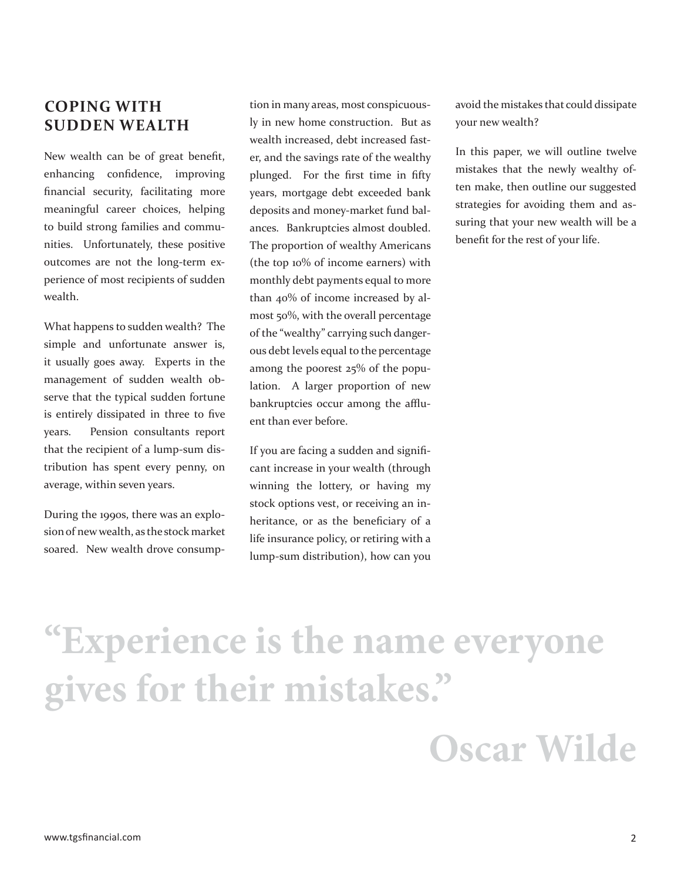## COPING WITH SUDDEN WEALTH

New wealth can be of great benefit, enhancing confidence, improving financial security, facilitating more meaningful career choices, helping to build strong families and communities. Unfortunately, these positive outcomes are not the long-term experience of most recipients of sudden wealth.

What happens to sudden wealth? The simple and unfortunate answer is, it usually goes away. Experts in the management of sudden wealth observe that the typical sudden fortune is entirely dissipated in three to five years. Pension consultants report that the recipient of a lump-sum distribution has spent every penny, on average, within seven years.

During the 1990s, there was an explosion of new wealth, as the stock market soared. New wealth drove consumption in many areas, most conspicuously in new home construction. But as wealth increased, debt increased faster, and the savings rate of the wealthy plunged. For the first time in fifty years, mortgage debt exceeded bank deposits and money-market fund balances. Bankruptcies almost doubled. The proportion of wealthy Americans (the top 10% of income earners) with monthly debt payments equal to more than 40% of income increased by almost 50%, with the overall percentage of the "wealthy" carrying such dangerous debt levels equal to the percentage among the poorest 25% of the population. A larger proportion of new bankruptcies occur among the affluent than ever before.

If you are facing a sudden and significant increase in your wealth (through winning the lottery, or having my stock options vest, or receiving an inheritance, or as the beneficiary of a life insurance policy, or retiring with a lump-sum distribution), how can you avoid the mistakes that could dissipate your new wealth?

In this paper, we will outline twelve mistakes that the newly wealthy often make, then outline our suggested strategies for avoiding them and assuring that your new wealth will be a benefit for the rest of your life.

> **"Experience is the name everyone gives for their mistakes."**
>
> **Oscar Wilde**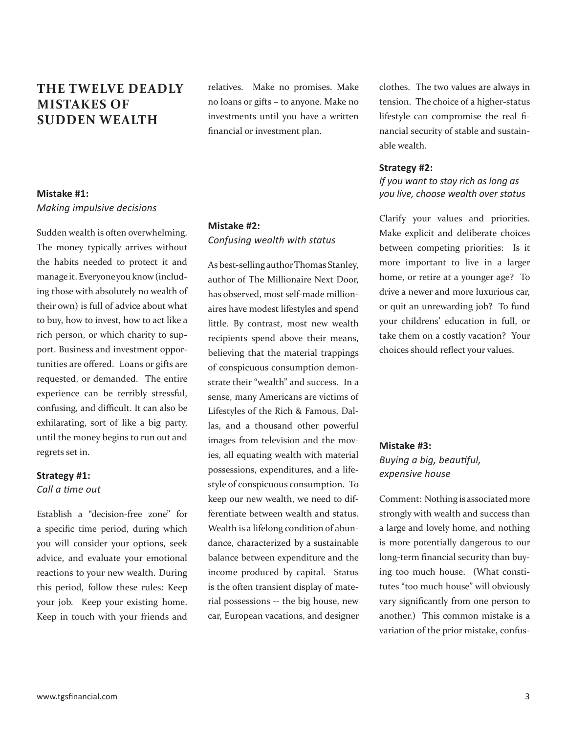## THE TWELVE DEADLY MISTAKES OF SUDDEN WEALTH

**Mistake #1:**
*Making impulsive decisions*

Sudden wealth is often overwhelming. The money typically arrives without the habits needed to protect it and manage it. Everyone you know (including those with absolutely no wealth of their own) is full of advice about what to buy, how to invest, how to act like a rich person, or which charity to support. Business and investment opportunities are offered. Loans or gifts are requested, or demanded. The entire experience can be terribly stressful, confusing, and difficult. It can also be exhilarating, sort of like a big party, until the money begins to run out and regrets set in.

**Strategy #1:**
*Call a time out*

Establish a "decision-free zone" for a specific time period, during which you will consider your options, seek advice, and evaluate your emotional reactions to your new wealth. During this period, follow these rules: Keep your job. Keep your existing home. Keep in touch with your friends and relatives. Make no promises. Make no loans or gifts – to anyone. Make no investments until you have a written financial or investment plan.

**Mistake #2:**
*Confusing wealth with status*

As best-selling author Thomas Stanley, author of The Millionaire Next Door, has observed, most self-made millionaires have modest lifestyles and spend little. By contrast, most new wealth recipients spend above their means, believing that the material trappings of conspicuous consumption demonstrate their "wealth" and success. In a sense, many Americans are victims of Lifestyles of the Rich & Famous, Dallas, and a thousand other powerful images from television and the movies, all equating wealth with material possessions, expenditures, and a lifestyle of conspicuous consumption. To keep our new wealth, we need to differentiate between wealth and status. Wealth is a lifelong condition of abundance, characterized by a sustainable balance between expenditure and the income produced by capital. Status is the often transient display of material possessions -- the big house, new car, European vacations, and designer clothes. The two values are always in tension. The choice of a higher-status lifestyle can compromise the real financial security of stable and sustainable wealth.

**Strategy #2:**
*If you want to stay rich as long as you live, choose wealth over status*

Clarify your values and priorities. Make explicit and deliberate choices between competing priorities: Is it more important to live in a larger home, or retire at a younger age? To drive a newer and more luxurious car, or quit an unrewarding job? To fund your childrens' education in full, or take them on a costly vacation? Your choices should reflect your values.

**Mistake #3:**
*Buying a big, beautiful, expensive house*

Comment: Nothing is associated more strongly with wealth and success than a large and lovely home, and nothing is more potentially dangerous to our long-term financial security than buying too much house. (What constitutes "too much house" will obviously vary significantly from one person to another.) This common mistake is a variation of the prior mistake, confus-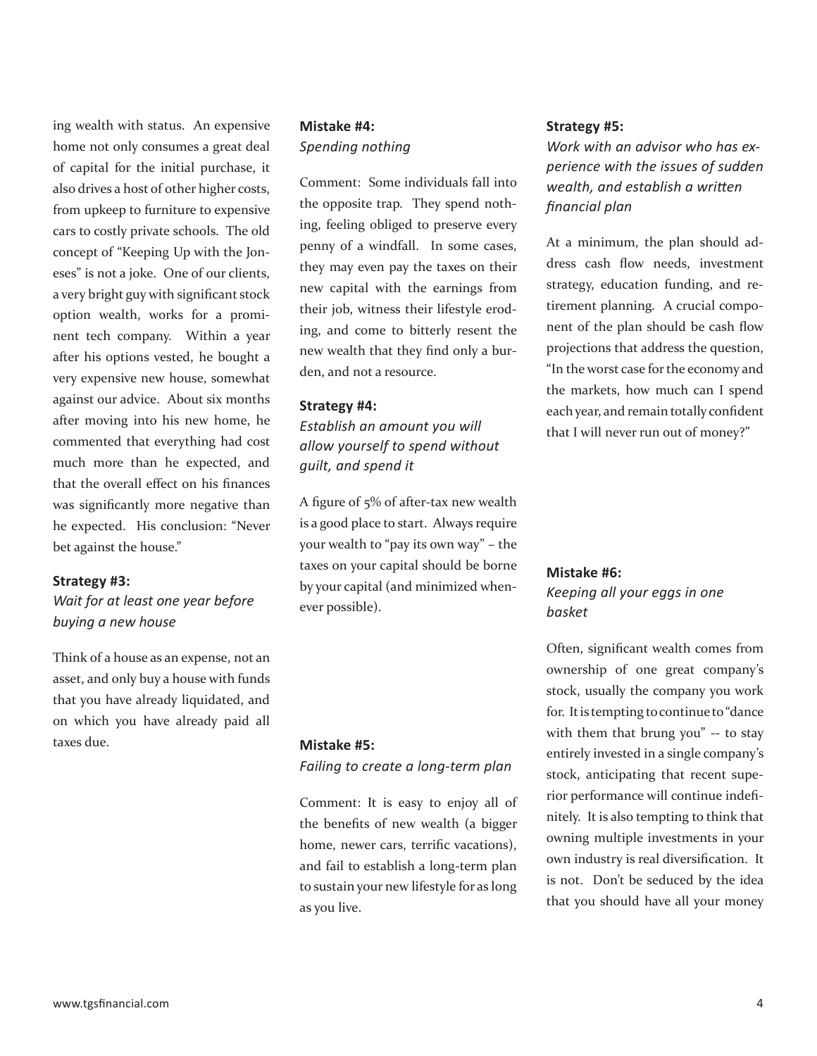ing wealth with status. An expensive home not only consumes a great deal of capital for the initial purchase, it also drives a host of other higher costs, from upkeep to furniture to expensive cars to costly private schools. The old concept of "Keeping Up with the Joneses" is not a joke. One of our clients, a very bright guy with significant stock option wealth, works for a prominent tech company. Within a year after his options vested, he bought a very expensive new house, somewhat against our advice. About six months after moving into his new home, he commented that everything had cost much more than he expected, and that the overall effect on his finances was significantly more negative than he expected. His conclusion: "Never bet against the house."

**Strategy #3:**
*Wait for at least one year before buying a new house*

Think of a house as an expense, not an asset, and only buy a house with funds that you have already liquidated, and on which you have already paid all taxes due.

**Mistake #4:**
*Spending nothing*

Comment: Some individuals fall into the opposite trap. They spend nothing, feeling obliged to preserve every penny of a windfall. In some cases, they may even pay the taxes on their new capital with the earnings from their job, witness their lifestyle eroding, and come to bitterly resent the new wealth that they find only a burden, and not a resource.

**Strategy #4:**
*Establish an amount you will allow yourself to spend without guilt, and spend it*

A figure of 5% of after-tax new wealth is a good place to start. Always require your wealth to "pay its own way" – the taxes on your capital should be borne by your capital (and minimized whenever possible).

**Mistake #5:**
*Failing to create a long-term plan*

Comment: It is easy to enjoy all of the benefits of new wealth (a bigger home, newer cars, terrific vacations), and fail to establish a long-term plan to sustain your new lifestyle for as long as you live.

**Strategy #5:**
*Work with an advisor who has experience with the issues of sudden wealth, and establish a written financial plan*

At a minimum, the plan should address cash flow needs, investment strategy, education funding, and retirement planning. A crucial component of the plan should be cash flow projections that address the question, "In the worst case for the economy and the markets, how much can I spend each year, and remain totally confident that I will never run out of money?"

**Mistake #6:**
*Keeping all your eggs in one basket*

Often, significant wealth comes from ownership of one great company's stock, usually the company you work for. It is tempting to continue to "dance with them that brung you" -- to stay entirely invested in a single company's stock, anticipating that recent superior performance will continue indefinitely. It is also tempting to think that owning multiple investments in your own industry is real diversification. It is not. Don't be seduced by the idea that you should have all your money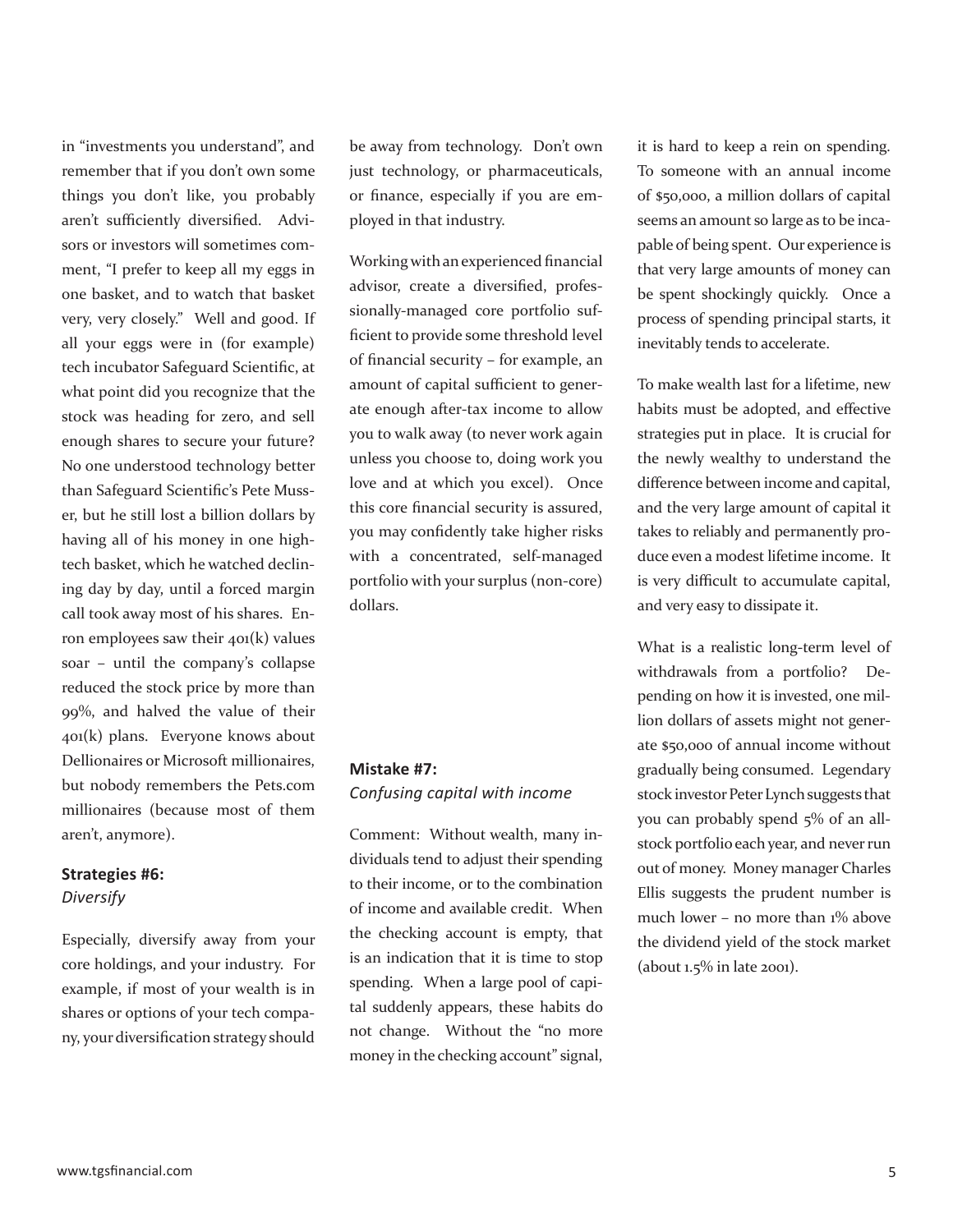in "investments you understand", and remember that if you don't own some things you don't like, you probably aren't sufficiently diversified. Advisors or investors will sometimes comment, "I prefer to keep all my eggs in one basket, and to watch that basket very, very closely." Well and good. If all your eggs were in (for example) tech incubator Safeguard Scientific, at what point did you recognize that the stock was heading for zero, and sell enough shares to secure your future? No one understood technology better than Safeguard Scientific's Pete Musser, but he still lost a billion dollars by having all of his money in one high-tech basket, which he watched declining day by day, until a forced margin call took away most of his shares. Enron employees saw their 401(k) values soar – until the company's collapse reduced the stock price by more than 99%, and halved the value of their 401(k) plans. Everyone knows about Dellionaires or Microsoft millionaires, but nobody remembers the Pets.com millionaires (because most of them aren't, anymore).

### Strategies #6:
*Diversify*

Especially, diversify away from your core holdings, and your industry. For example, if most of your wealth is in shares or options of your tech company, your diversification strategy should be away from technology. Don't own just technology, or pharmaceuticals, or finance, especially if you are employed in that industry.

Working with an experienced financial advisor, create a diversified, professionally-managed core portfolio sufficient to provide some threshold level of financial security – for example, an amount of capital sufficient to generate enough after-tax income to allow you to walk away (to never work again unless you choose to, doing work you love and at which you excel). Once this core financial security is assured, you may confidently take higher risks with a concentrated, self-managed portfolio with your surplus (non-core) dollars.

### Mistake #7:
*Confusing capital with income*

Comment: Without wealth, many individuals tend to adjust their spending to their income, or to the combination of income and available credit. When the checking account is empty, that is an indication that it is time to stop spending. When a large pool of capital suddenly appears, these habits do not change. Without the "no more money in the checking account" signal, it is hard to keep a rein on spending. To someone with an annual income of $50,000, a million dollars of capital seems an amount so large as to be incapable of being spent. Our experience is that very large amounts of money can be spent shockingly quickly. Once a process of spending principal starts, it inevitably tends to accelerate.

To make wealth last for a lifetime, new habits must be adopted, and effective strategies put in place. It is crucial for the newly wealthy to understand the difference between income and capital, and the very large amount of capital it takes to reliably and permanently produce even a modest lifetime income. It is very difficult to accumulate capital, and very easy to dissipate it.

What is a realistic long-term level of withdrawals from a portfolio? Depending on how it is invested, one million dollars of assets might not generate $50,000 of annual income without gradually being consumed. Legendary stock investor Peter Lynch suggests that you can probably spend 5% of an all-stock portfolio each year, and never run out of money. Money manager Charles Ellis suggests the prudent number is much lower – no more than 1% above the dividend yield of the stock market (about 1.5% in late 2001).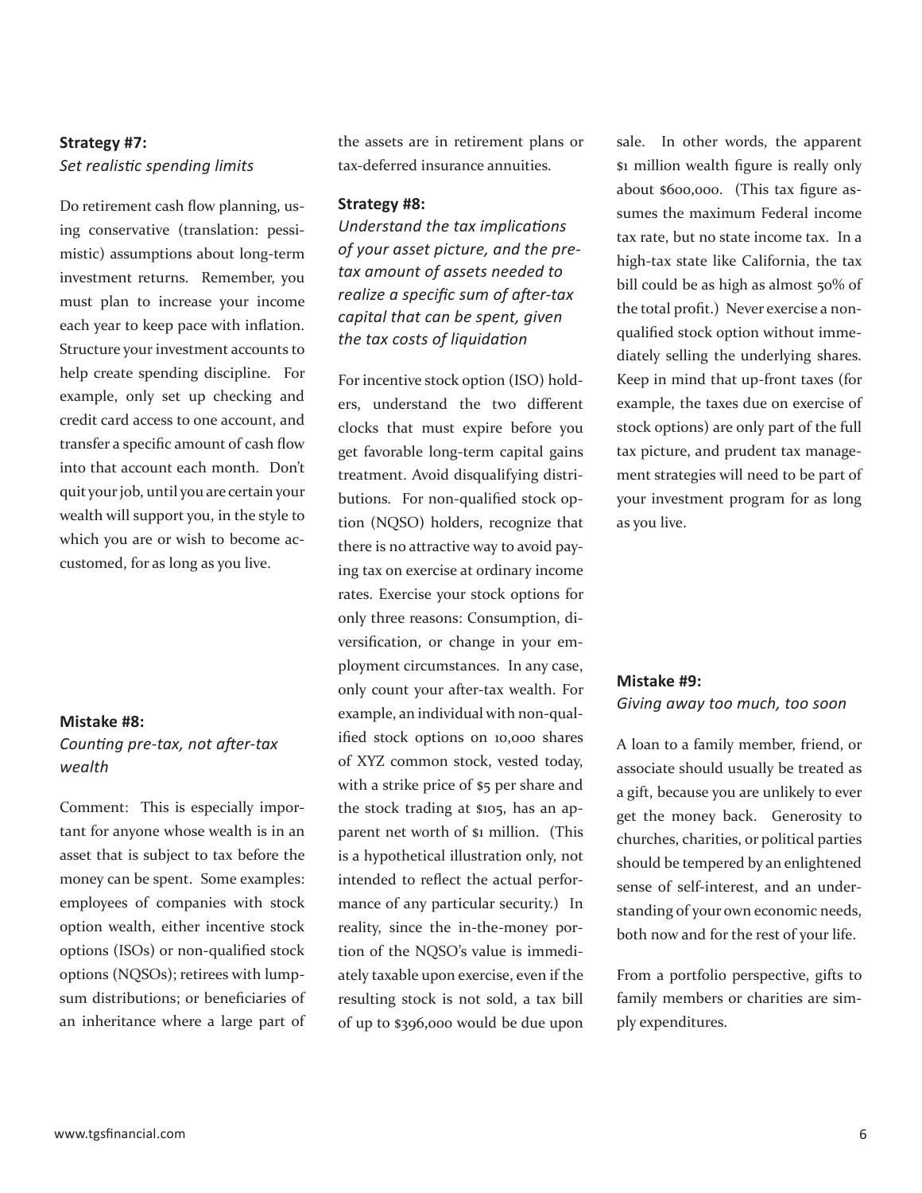**Strategy #7:**
*Set realistic spending limits*

Do retirement cash flow planning, using conservative (translation: pessimistic) assumptions about long-term investment returns. Remember, you must plan to increase your income each year to keep pace with inflation. Structure your investment accounts to help create spending discipline. For example, only set up checking and credit card access to one account, and transfer a specific amount of cash flow into that account each month. Don't quit your job, until you are certain your wealth will support you, in the style to which you are or wish to become accustomed, for as long as you live.

**Mistake #8:**
*Counting pre-tax, not after-tax wealth*

Comment: This is especially important for anyone whose wealth is in an asset that is subject to tax before the money can be spent. Some examples: employees of companies with stock option wealth, either incentive stock options (ISOs) or non-qualified stock options (NQSOs); retirees with lump-sum distributions; or beneficiaries of an inheritance where a large part of the assets are in retirement plans or tax-deferred insurance annuities.

**Strategy #8:**
*Understand the tax implications of your asset picture, and the pre-tax amount of assets needed to realize a specific sum of after-tax capital that can be spent, given the tax costs of liquidation*

For incentive stock option (ISO) holders, understand the two different clocks that must expire before you get favorable long-term capital gains treatment. Avoid disqualifying distributions. For non-qualified stock option (NQSO) holders, recognize that there is no attractive way to avoid paying tax on exercise at ordinary income rates. Exercise your stock options for only three reasons: Consumption, diversification, or change in your employment circumstances. In any case, only count your after-tax wealth. For example, an individual with non-qualified stock options on 10,000 shares of XYZ common stock, vested today, with a strike price of $5 per share and the stock trading at $105, has an apparent net worth of $1 million. (This is a hypothetical illustration only, not intended to reflect the actual performance of any particular security.) In reality, since the in-the-money portion of the NQSO's value is immediately taxable upon exercise, even if the resulting stock is not sold, a tax bill of up to $396,000 would be due upon sale. In other words, the apparent $1 million wealth figure is really only about $600,000. (This tax figure assumes the maximum Federal income tax rate, but no state income tax. In a high-tax state like California, the tax bill could be as high as almost 50% of the total profit.) Never exercise a non-qualified stock option without immediately selling the underlying shares. Keep in mind that up-front taxes (for example, the taxes due on exercise of stock options) are only part of the full tax picture, and prudent tax management strategies will need to be part of your investment program for as long as you live.

**Mistake #9:**
*Giving away too much, too soon*

A loan to a family member, friend, or associate should usually be treated as a gift, because you are unlikely to ever get the money back. Generosity to churches, charities, or political parties should be tempered by an enlightened sense of self-interest, and an understanding of your own economic needs, both now and for the rest of your life.

From a portfolio perspective, gifts to family members or charities are simply expenditures.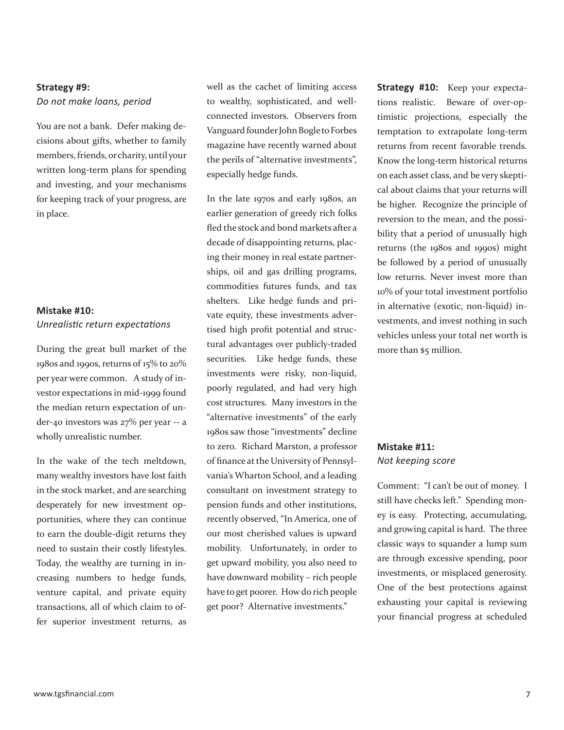**Strategy #9:**
*Do not make loans, period*

You are not a bank. Defer making decisions about gifts, whether to family members, friends, or charity, until your written long-term plans for spending and investing, and your mechanisms for keeping track of your progress, are in place.

**Mistake #10:**
*Unrealistic return expectations*

During the great bull market of the 1980s and 1990s, returns of 15% to 20% per year were common. A study of investor expectations in mid-1999 found the median return expectation of under-40 investors was 27% per year -- a wholly unrealistic number.

In the wake of the tech meltdown, many wealthy investors have lost faith in the stock market, and are searching desperately for new investment opportunities, where they can continue to earn the double-digit returns they need to sustain their costly lifestyles. Today, the wealthy are turning in increasing numbers to hedge funds, venture capital, and private equity transactions, all of which claim to offer superior investment returns, as well as the cachet of limiting access to wealthy, sophisticated, and well-connected investors. Observers from Vanguard founder John Bogle to Forbes magazine have recently warned about the perils of "alternative investments", especially hedge funds.

In the late 1970s and early 1980s, an earlier generation of greedy rich folks fled the stock and bond markets after a decade of disappointing returns, placing their money in real estate partnerships, oil and gas drilling programs, commodities futures funds, and tax shelters. Like hedge funds and private equity, these investments advertised high profit potential and structural advantages over publicly-traded securities. Like hedge funds, these investments were risky, non-liquid, poorly regulated, and had very high cost structures. Many investors in the "alternative investments" of the early 1980s saw those "investments" decline to zero. Richard Marston, a professor of finance at the University of Pennsylvania's Wharton School, and a leading consultant on investment strategy to pension funds and other institutions, recently observed, "In America, one of our most cherished values is upward mobility. Unfortunately, in order to get upward mobility, you also need to have downward mobility – rich people have to get poorer. How do rich people get poor? Alternative investments."

**Strategy #10:** Keep your expectations realistic. Beware of over-optimistic projections, especially the temptation to extrapolate long-term returns from recent favorable trends. Know the long-term historical returns on each asset class, and be very skeptical about claims that your returns will be higher. Recognize the principle of reversion to the mean, and the possibility that a period of unusually high returns (the 1980s and 1990s) might be followed by a period of unusually low returns. Never invest more than 10% of your total investment portfolio in alternative (exotic, non-liquid) investments, and invest nothing in such vehicles unless your total net worth is more than $5 million.

**Mistake #11:**
*Not keeping score*

Comment: "I can't be out of money. I still have checks left." Spending money is easy. Protecting, accumulating, and growing capital is hard. The three classic ways to squander a lump sum are through excessive spending, poor investments, or misplaced generosity. One of the best protections against exhausting your capital is reviewing your financial progress at scheduled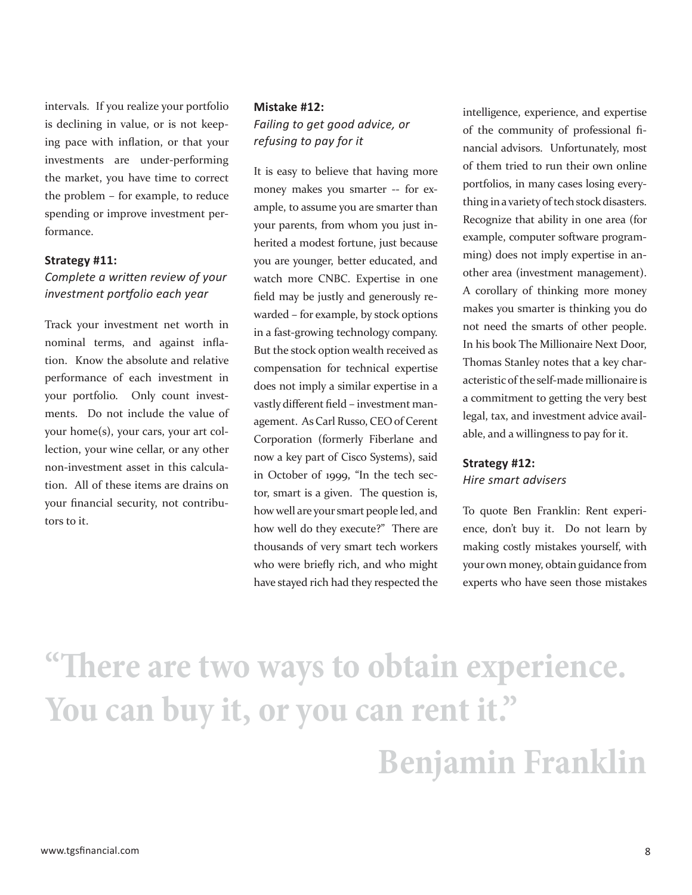intervals. If you realize your portfolio is declining in value, or is not keeping pace with inflation, or that your investments are under-performing the market, you have time to correct the problem – for example, to reduce spending or improve investment performance.

**Strategy #11:**
*Complete a written review of your investment portfolio each year*

Track your investment net worth in nominal terms, and against inflation. Know the absolute and relative performance of each investment in your portfolio. Only count investments. Do not include the value of your home(s), your cars, your art collection, your wine cellar, or any other non-investment asset in this calculation. All of these items are drains on your financial security, not contributors to it.

**Mistake #12:**
*Failing to get good advice, or refusing to pay for it*

It is easy to believe that having more money makes you smarter -- for example, to assume you are smarter than your parents, from whom you just inherited a modest fortune, just because you are younger, better educated, and watch more CNBC. Expertise in one field may be justly and generously rewarded – for example, by stock options in a fast-growing technology company. But the stock option wealth received as compensation for technical expertise does not imply a similar expertise in a vastly different field – investment management. As Carl Russo, CEO of Cerent Corporation (formerly Fiberlane and now a key part of Cisco Systems), said in October of 1999, "In the tech sector, smart is a given. The question is, how well are your smart people led, and how well do they execute?" There are thousands of very smart tech workers who were briefly rich, and who might have stayed rich had they respected the intelligence, experience, and expertise of the community of professional financial advisors. Unfortunately, most of them tried to run their own online portfolios, in many cases losing everything in a variety of tech stock disasters. Recognize that ability in one area (for example, computer software programming) does not imply expertise in another area (investment management). A corollary of thinking more money makes you smarter is thinking you do not need the smarts of other people. In his book The Millionaire Next Door, Thomas Stanley notes that a key characteristic of the self-made millionaire is a commitment to getting the very best legal, tax, and investment advice available, and a willingness to pay for it.

**Strategy #12:**
*Hire smart advisers*

To quote Ben Franklin: Rent experience, don't buy it. Do not learn by making costly mistakes yourself, with your own money, obtain guidance from experts who have seen those mistakes

> **"There are two ways to obtain experience. You can buy it, or you can rent it."**
>
> **Benjamin Franklin**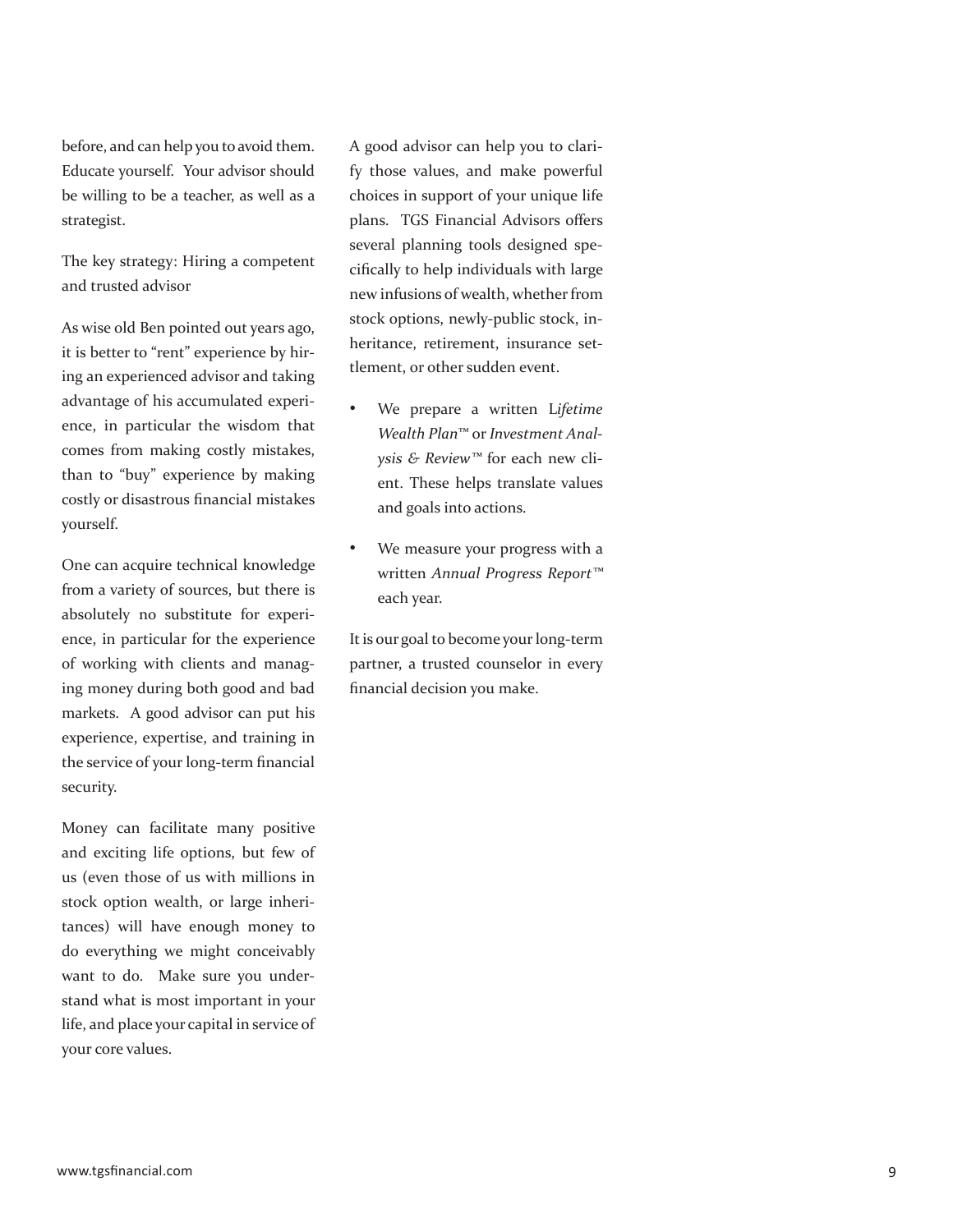before, and can help you to avoid them. Educate yourself. Your advisor should be willing to be a teacher, as well as a strategist.

The key strategy: Hiring a competent and trusted advisor

As wise old Ben pointed out years ago, it is better to "rent" experience by hiring an experienced advisor and taking advantage of his accumulated experience, in particular the wisdom that comes from making costly mistakes, than to "buy" experience by making costly or disastrous financial mistakes yourself.

One can acquire technical knowledge from a variety of sources, but there is absolutely no substitute for experience, in particular for the experience of working with clients and managing money during both good and bad markets. A good advisor can put his experience, expertise, and training in the service of your long-term financial security.

Money can facilitate many positive and exciting life options, but few of us (even those of us with millions in stock option wealth, or large inheritances) will have enough money to do everything we might conceivably want to do. Make sure you understand what is most important in your life, and place your capital in service of your core values.

A good advisor can help you to clarify those values, and make powerful choices in support of your unique life plans. TGS Financial Advisors offers several planning tools designed specifically to help individuals with large new infusions of wealth, whether from stock options, newly-public stock, inheritance, retirement, insurance settlement, or other sudden event.

- We prepare a written L*ifetime Wealth Plan*™ or *Investment Analysis & Review*™ for each new client. These helps translate values and goals into actions.
- We measure your progress with a written *Annual Progress Report*™ each year.

It is our goal to become your long-term partner, a trusted counselor in every financial decision you make.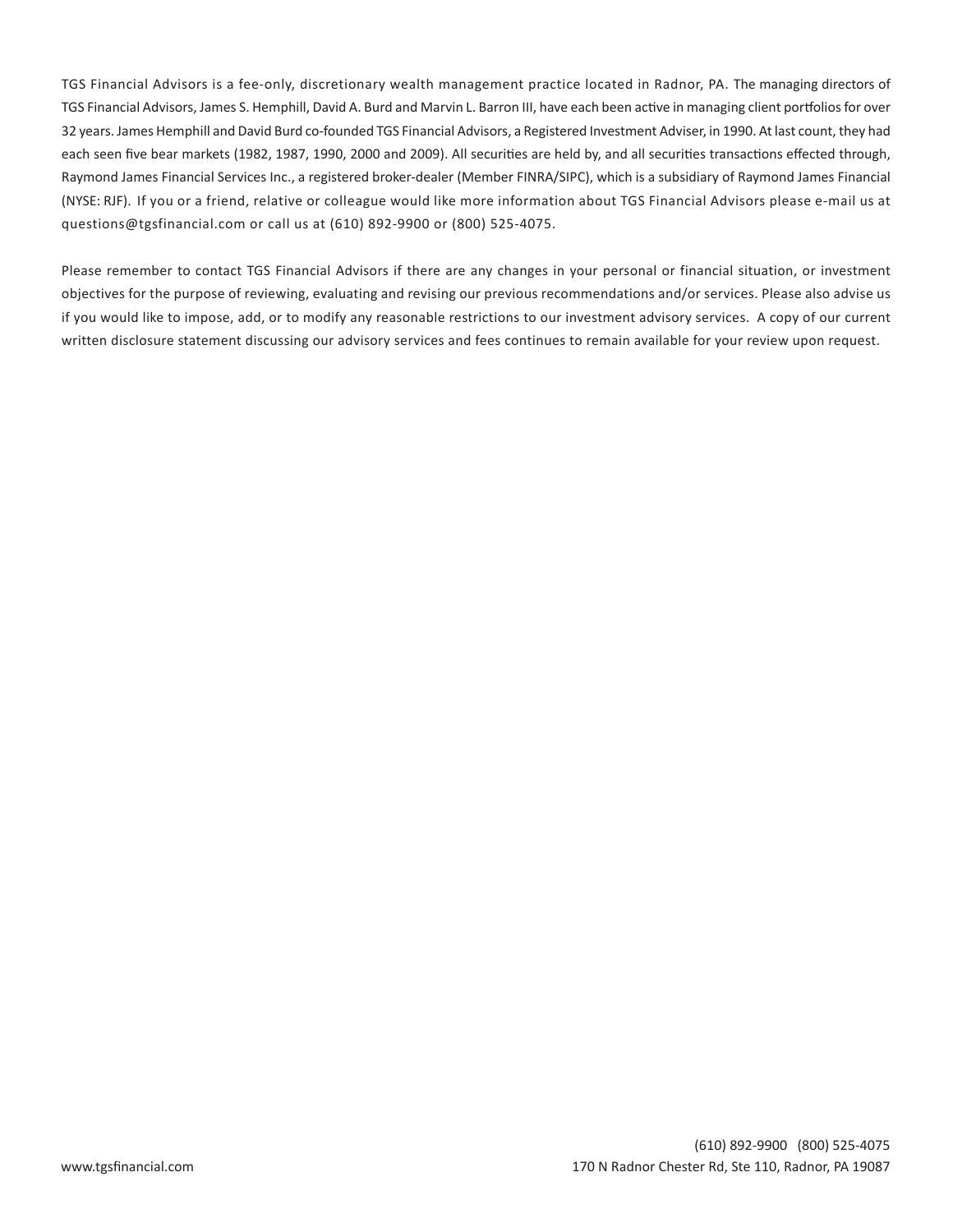TGS Financial Advisors is a fee-only, discretionary wealth management practice located in Radnor, PA. The managing directors of TGS Financial Advisors, James S. Hemphill, David A. Burd and Marvin L. Barron III, have each been active in managing client portfolios for over 32 years. James Hemphill and David Burd co-founded TGS Financial Advisors, a Registered Investment Adviser, in 1990. At last count, they had each seen five bear markets (1982, 1987, 1990, 2000 and 2009). All securities are held by, and all securities transactions effected through, Raymond James Financial Services Inc., a registered broker-dealer (Member FINRA/SIPC), which is a subsidiary of Raymond James Financial (NYSE: RJF). If you or a friend, relative or colleague would like more information about TGS Financial Advisors please e-mail us at questions@tgsfinancial.com or call us at (610) 892-9900 or (800) 525-4075.

Please remember to contact TGS Financial Advisors if there are any changes in your personal or financial situation, or investment objectives for the purpose of reviewing, evaluating and revising our previous recommendations and/or services. Please also advise us if you would like to impose, add, or to modify any reasonable restrictions to our investment advisory services. A copy of our current written disclosure statement discussing our advisory services and fees continues to remain available for your review upon request.

www.tgsfinancial.com

(610) 892-9900 (800) 525-4075
170 N Radnor Chester Rd, Ste 110, Radnor, PA 19087